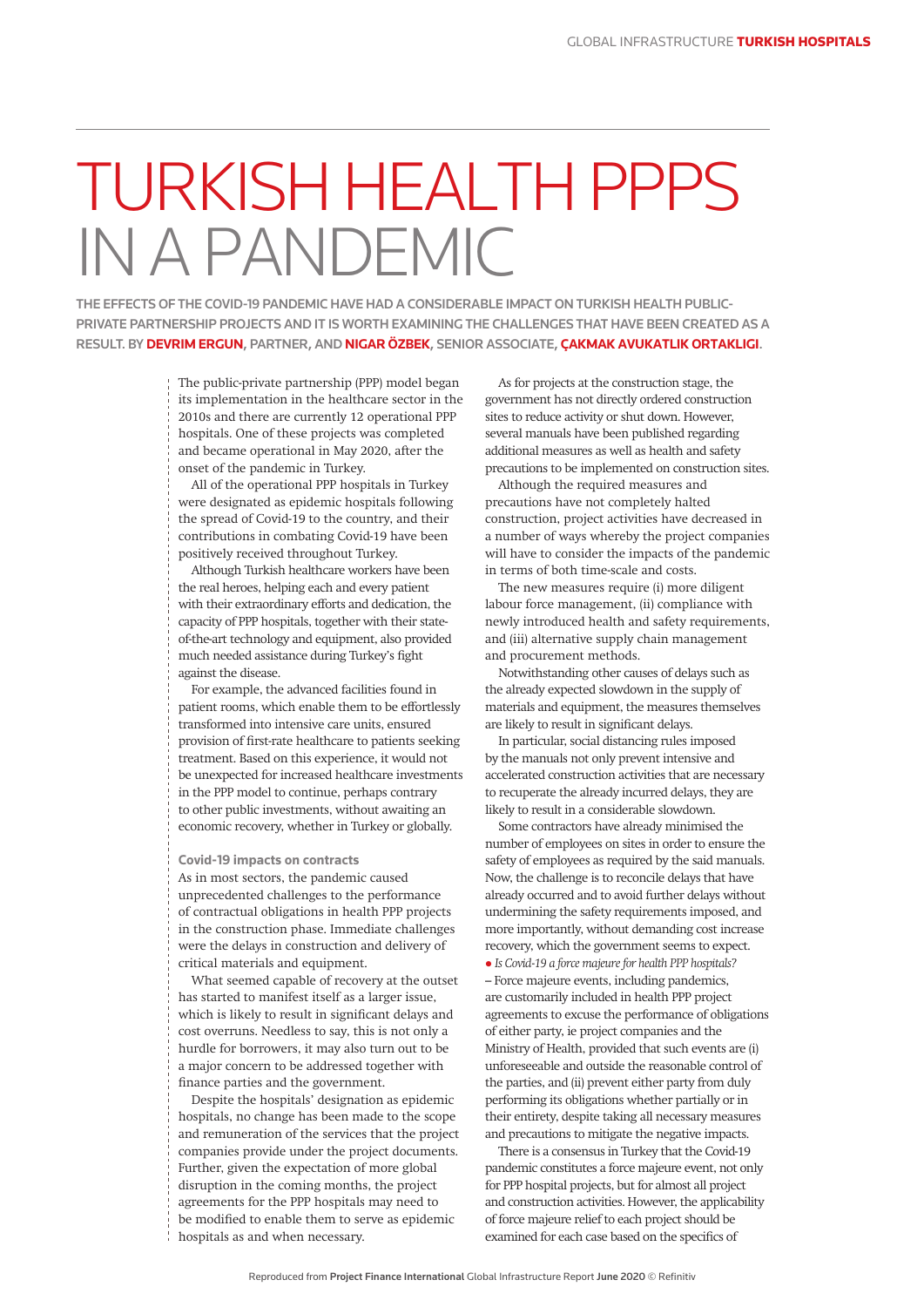# TURKISH HEALTH PPPS IN A PANDEMIC

**THE EFFECTS OF THE COVID-19 PANDEMIC HAVE HAD A CONSIDERABLE IMPACT ON TURKISH HEALTH PUBLIC-PRIVATE PARTNERSHIP PROJECTS AND IT IS WORTH EXAMINING THE CHALLENGES THAT HAVE BEEN CREATED AS A RESULT. BY DEVRIM ERGUN, PARTNER, AND NIGAR ÖZBEK, SENIOR ASSOCIATE, ÇAKMAK AVUKATLIK ORTAKLIGI.**

The public-private partnership (PPP) model began its implementation in the healthcare sector in the 2010s and there are currently 12 operational PPP hospitals. One of these projects was completed and became operational in May 2020, after the onset of the pandemic in Turkey.

All of the operational PPP hospitals in Turkey were designated as epidemic hospitals following the spread of Covid-19 to the country, and their contributions in combating Covid-19 have been positively received throughout Turkey.

Although Turkish healthcare workers have been the real heroes, helping each and every patient with their extraordinary efforts and dedication, the capacity of PPP hospitals, together with their state-of-the-art technology and equipment, also provided much needed assistance during Turkey's fight against the disease.

For example, the advanced facilities found in patient rooms, which enable them to be effortlessly transformed into intensive care units, ensured provision of first-rate healthcare to patients seeking treatment. Based on this experience, it would not be unexpected for increased healthcare investments in the PPP model to continue, perhaps contrary to other public investments, without awaiting an economic recovery, whether in Turkey or globally.

### Covid-19 impacts on contracts

As in most sectors, the pandemic caused unprecedented challenges to the performance of contractual obligations in health PPP projects in the construction phase. Immediate challenges were the delays in construction and delivery of critical materials and equipment.

What seemed capable of recovery at the outset has started to manifest itself as a larger issue, which is likely to result in significant delays and cost overruns. Needless to say, this is not only a hurdle for borrowers, it may also turn out to be a major concern to be addressed together with finance parties and the government.

Despite the hospitals' designation as epidemic hospitals, no change has been made to the scope and remuneration of the services that the project companies provide under the project documents. Further, given the expectation of more global disruption in the coming months, the project agreements for the PPP hospitals may need to be modified to enable them to serve as epidemic hospitals as and when necessary.

As for projects at the construction stage, the government has not directly ordered construction sites to reduce activity or shut down. However, several manuals have been published regarding additional measures as well as health and safety precautions to be implemented on construction sites.

Although the required measures and precautions have not completely halted construction, project activities have decreased in a number of ways whereby the project companies will have to consider the impacts of the pandemic in terms of both time-scale and costs.

The new measures require (i) more diligent labour force management, (ii) compliance with newly introduced health and safety requirements, and (iii) alternative supply chain management and procurement methods.

Notwithstanding other causes of delays such as the already expected slowdown in the supply of materials and equipment, the measures themselves are likely to result in significant delays.

In particular, social distancing rules imposed by the manuals not only prevent intensive and accelerated construction activities that are necessary to recuperate the already incurred delays, they are likely to result in a considerable slowdown.

Some contractors have already minimised the number of employees on sites in order to ensure the safety of employees as required by the said manuals. Now, the challenge is to reconcile delays that have already occurred and to avoid further delays without undermining the safety requirements imposed, and more importantly, without demanding cost increase recovery, which the government seems to expect.

● *Is Covid-19 a force majeure for health PPP hospitals?* – Force majeure events, including pandemics, are customarily included in health PPP project agreements to excuse the performance of obligations of either party, ie project companies and the Ministry of Health, provided that such events are (i) unforeseeable and outside the reasonable control of the parties, and (ii) prevent either party from duly performing its obligations whether partially or in their entirety, despite taking all necessary measures and precautions to mitigate the negative impacts.

There is a consensus in Turkey that the Covid-19 pandemic constitutes a force majeure event, not only for PPP hospital projects, but for almost all project and construction activities. However, the applicability of force majeure relief to each project should be examined for each case based on the specifics of

Reproduced from **Project Finance International** Global Infrastructure Report **June 2020** © Refinitiv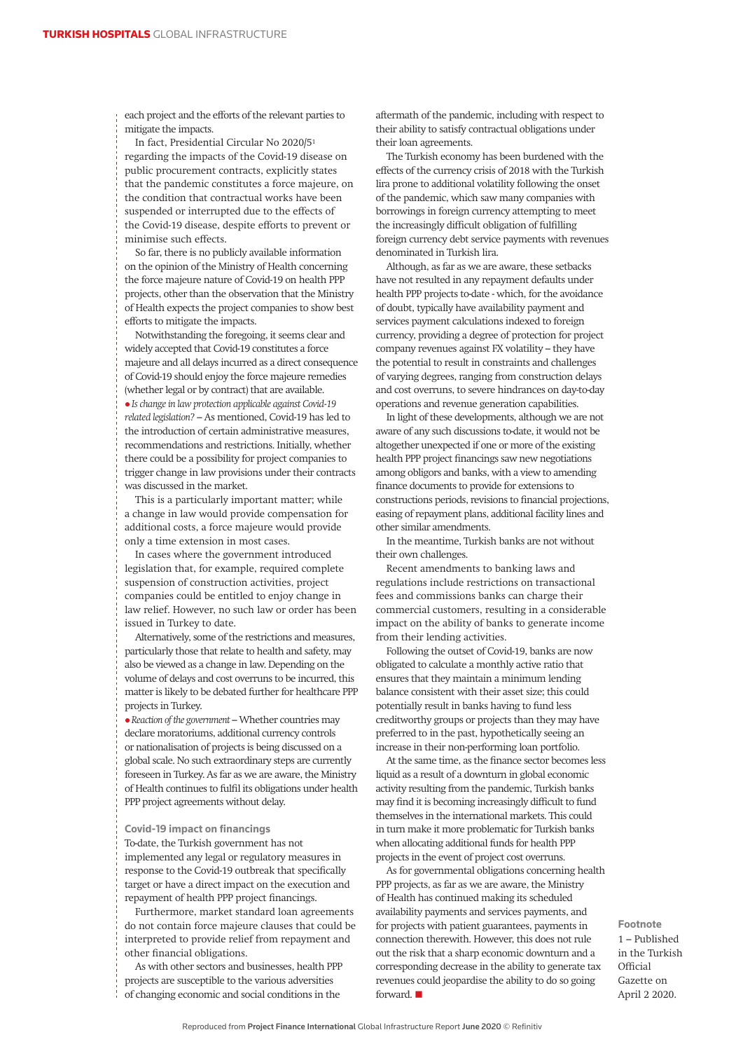each project and the efforts of the relevant parties to mitigate the impacts.

In fact, Presidential Circular No 2020/5[1] regarding the impacts of the Covid-19 disease on public procurement contracts, explicitly states that the pandemic constitutes a force majeure, on the condition that contractual works have been suspended or interrupted due to the effects of the Covid-19 disease, despite efforts to prevent or minimise such effects.

So far, there is no publicly available information on the opinion of the Ministry of Health concerning the force majeure nature of Covid-19 on health PPP projects, other than the observation that the Ministry of Health expects the project companies to show best efforts to mitigate the impacts.

Notwithstanding the foregoing, it seems clear and widely accepted that Covid-19 constitutes a force majeure and all delays incurred as a direct consequence of Covid-19 should enjoy the force majeure remedies (whether legal or by contract) that are available.

● *Is change in law protection applicable against Covid-19 related legislation?* – As mentioned, Covid-19 has led to the introduction of certain administrative measures, recommendations and restrictions. Initially, whether there could be a possibility for project companies to trigger change in law provisions under their contracts was discussed in the market.

This is a particularly important matter; while a change in law would provide compensation for additional costs, a force majeure would provide only a time extension in most cases.

In cases where the government introduced legislation that, for example, required complete suspension of construction activities, project companies could be entitled to enjoy change in law relief. However, no such law or order has been issued in Turkey to date.

Alternatively, some of the restrictions and measures, particularly those that relate to health and safety, may also be viewed as a change in law. Depending on the volume of delays and cost overruns to be incurred, this matter is likely to be debated further for healthcare PPP projects in Turkey.

● *Reaction of the government* – Whether countries may declare moratoriums, additional currency controls or nationalisation of projects is being discussed on a global scale. No such extraordinary steps are currently foreseen in Turkey. As far as we are aware, the Ministry of Health continues to fulfil its obligations under health PPP project agreements without delay.

### Covid-19 impact on financings

To-date, the Turkish government has not implemented any legal or regulatory measures in response to the Covid-19 outbreak that specifically target or have a direct impact on the execution and repayment of health PPP project financings.

Furthermore, market standard loan agreements do not contain force majeure clauses that could be interpreted to provide relief from repayment and other financial obligations.

As with other sectors and businesses, health PPP projects are susceptible to the various adversities of changing economic and social conditions in the aftermath of the pandemic, including with respect to their ability to satisfy contractual obligations under their loan agreements.

The Turkish economy has been burdened with the effects of the currency crisis of 2018 with the Turkish lira prone to additional volatility following the onset of the pandemic, which saw many companies with borrowings in foreign currency attempting to meet the increasingly difficult obligation of fulfilling foreign currency debt service payments with revenues denominated in Turkish lira.

Although, as far as we are aware, these setbacks have not resulted in any repayment defaults under health PPP projects to-date - which, for the avoidance of doubt, typically have availability payment and services payment calculations indexed to foreign currency, providing a degree of protection for project company revenues against FX volatility – they have the potential to result in constraints and challenges of varying degrees, ranging from construction delays and cost overruns, to severe hindrances on day-to-day operations and revenue generation capabilities.

In light of these developments, although we are not aware of any such discussions to-date, it would not be altogether unexpected if one or more of the existing health PPP project financings saw new negotiations among obligors and banks, with a view to amending finance documents to provide for extensions to constructions periods, revisions to financial projections, easing of repayment plans, additional facility lines and other similar amendments.

In the meantime, Turkish banks are not without their own challenges.

Recent amendments to banking laws and regulations include restrictions on transactional fees and commissions banks can charge their commercial customers, resulting in a considerable impact on the ability of banks to generate income from their lending activities.

Following the outset of Covid-19, banks are now obligated to calculate a monthly active ratio that ensures that they maintain a minimum lending balance consistent with their asset size; this could potentially result in banks having to fund less creditworthy groups or projects than they may have preferred to in the past, hypothetically seeing an increase in their non-performing loan portfolio.

At the same time, as the finance sector becomes less liquid as a result of a downturn in global economic activity resulting from the pandemic, Turkish banks may find it is becoming increasingly difficult to fund themselves in the international markets. This could in turn make it more problematic for Turkish banks when allocating additional funds for health PPP projects in the event of project cost overruns.

As for governmental obligations concerning health PPP projects, as far as we are aware, the Ministry of Health has continued making its scheduled availability payments and services payments, and for projects with patient guarantees, payments in connection therewith. However, this does not rule out the risk that a sharp economic downturn and a corresponding decrease in the ability to generate tax revenues could jeopardise the ability to do so going forward. ■

**Footnote**

1 – Published in the Turkish Official Gazette on April 2 2020.